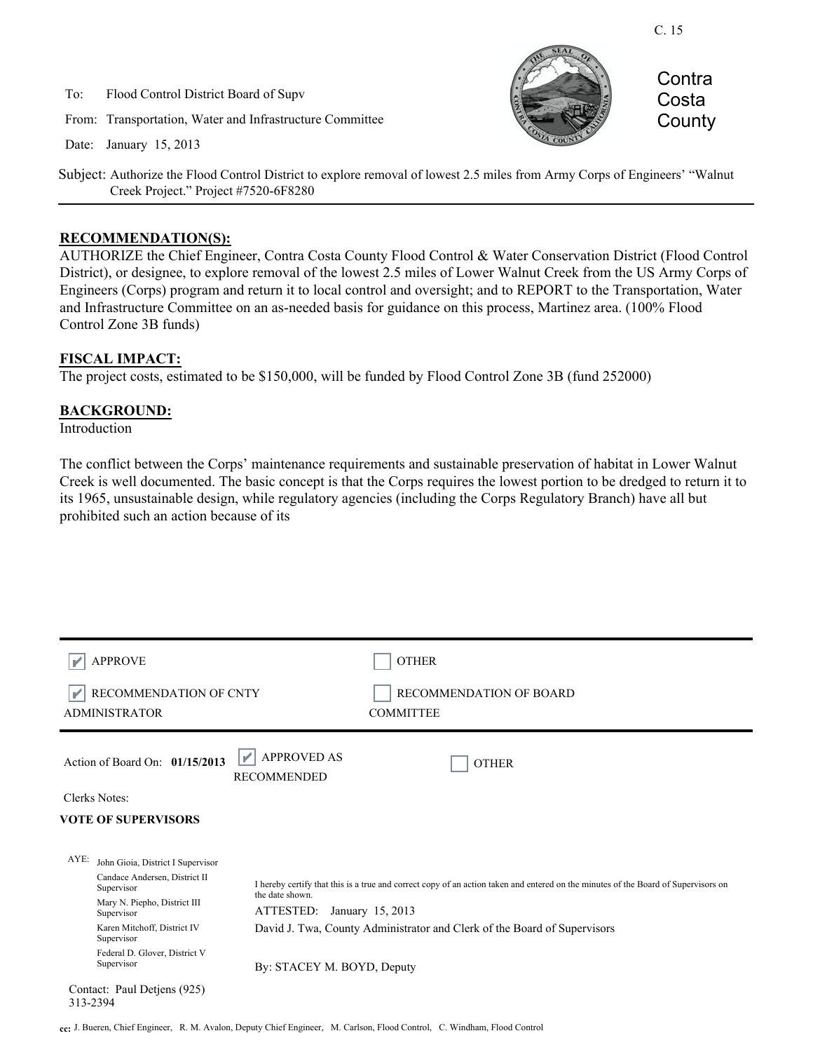C. 15

Contra Costa County

To: Flood Control District Board of Supv

From: Transportation, Water and Infrastructure Committee

Date: January 15, 2013

Subject: Authorize the Flood Control District to explore removal of lowest 2.5 miles from Army Corps of Engineers' "Walnut Creek Project." Project #7520-6F8280

## RECOMMENDATION(S):

AUTHORIZE the Chief Engineer, Contra Costa County Flood Control & Water Conservation District (Flood Control District), or designee, to explore removal of the lowest 2.5 miles of Lower Walnut Creek from the US Army Corps of Engineers (Corps) program and return it to local control and oversight; and to REPORT to the Transportation, Water and Infrastructure Committee on an as-needed basis for guidance on this process, Martinez area. (100% Flood Control Zone 3B funds)

## FISCAL IMPACT:

The project costs, estimated to be $150,000, will be funded by Flood Control Zone 3B (fund 252000)

## BACKGROUND:

Introduction

The conflict between the Corps' maintenance requirements and sustainable preservation of habitat in Lower Walnut Creek is well documented. The basic concept is that the Corps requires the lowest portion to be dredged to return it to its 1965, unsustainable design, while regulatory agencies (including the Corps Regulatory Branch) have all but prohibited such an action because of its

---

☑ APPROVE ☐ OTHER

☑ RECOMMENDATION OF CNTY ADMINISTRATOR ☐ RECOMMENDATION OF BOARD COMMITTEE

Action of Board On: **01/15/2013** ☑ APPROVED AS RECOMMENDED ☐ OTHER

Clerks Notes:

**VOTE OF SUPERVISORS**

AYE: John Gioia, District I Supervisor
Candace Andersen, District II Supervisor
Mary N. Piepho, District III Supervisor
Karen Mitchoff, District IV Supervisor
Federal D. Glover, District V Supervisor

I hereby certify that this is a true and correct copy of an action taken and entered on the minutes of the Board of Supervisors on the date shown.

ATTESTED: January 15, 2013

David J. Twa, County Administrator and Clerk of the Board of Supervisors

By: STACEY M. BOYD, Deputy

Contact: Paul Detjens (925) 313-2394

cc: J. Bueren, Chief Engineer, R. M. Avalon, Deputy Chief Engineer, M. Carlson, Flood Control, C. Windham, Flood Control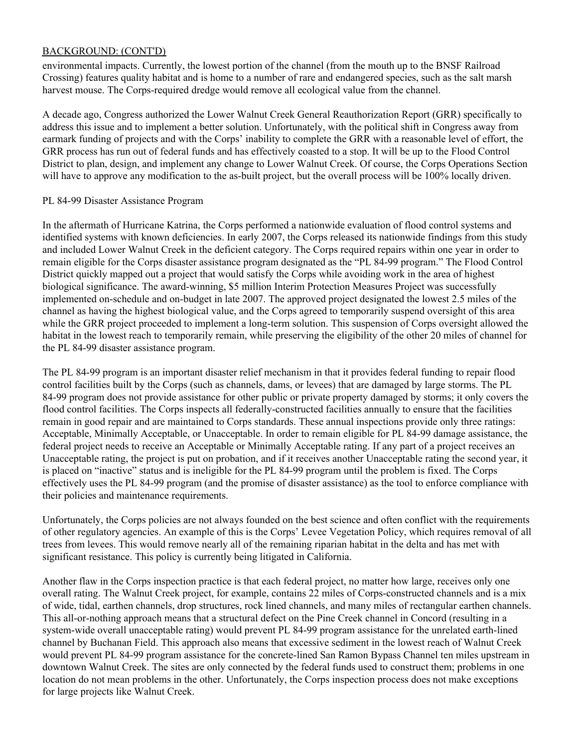BACKGROUND: (CONT'D)

environmental impacts. Currently, the lowest portion of the channel (from the mouth up to the BNSF Railroad Crossing) features quality habitat and is home to a number of rare and endangered species, such as the salt marsh harvest mouse. The Corps-required dredge would remove all ecological value from the channel.

A decade ago, Congress authorized the Lower Walnut Creek General Reauthorization Report (GRR) specifically to address this issue and to implement a better solution. Unfortunately, with the political shift in Congress away from earmark funding of projects and with the Corps' inability to complete the GRR with a reasonable level of effort, the GRR process has run out of federal funds and has effectively coasted to a stop. It will be up to the Flood Control District to plan, design, and implement any change to Lower Walnut Creek. Of course, the Corps Operations Section will have to approve any modification to the as-built project, but the overall process will be 100% locally driven.

PL 84-99 Disaster Assistance Program

In the aftermath of Hurricane Katrina, the Corps performed a nationwide evaluation of flood control systems and identified systems with known deficiencies. In early 2007, the Corps released its nationwide findings from this study and included Lower Walnut Creek in the deficient category. The Corps required repairs within one year in order to remain eligible for the Corps disaster assistance program designated as the "PL 84-99 program." The Flood Control District quickly mapped out a project that would satisfy the Corps while avoiding work in the area of highest biological significance. The award-winning, \$5 million Interim Protection Measures Project was successfully implemented on-schedule and on-budget in late 2007. The approved project designated the lowest 2.5 miles of the channel as having the highest biological value, and the Corps agreed to temporarily suspend oversight of this area while the GRR project proceeded to implement a long-term solution. This suspension of Corps oversight allowed the habitat in the lowest reach to temporarily remain, while preserving the eligibility of the other 20 miles of channel for the PL 84-99 disaster assistance program.

The PL 84-99 program is an important disaster relief mechanism in that it provides federal funding to repair flood control facilities built by the Corps (such as channels, dams, or levees) that are damaged by large storms. The PL 84-99 program does not provide assistance for other public or private property damaged by storms; it only covers the flood control facilities. The Corps inspects all federally-constructed facilities annually to ensure that the facilities remain in good repair and are maintained to Corps standards. These annual inspections provide only three ratings: Acceptable, Minimally Acceptable, or Unacceptable. In order to remain eligible for PL 84-99 damage assistance, the federal project needs to receive an Acceptable or Minimally Acceptable rating. If any part of a project receives an Unacceptable rating, the project is put on probation, and if it receives another Unacceptable rating the second year, it is placed on "inactive" status and is ineligible for the PL 84-99 program until the problem is fixed. The Corps effectively uses the PL 84-99 program (and the promise of disaster assistance) as the tool to enforce compliance with their policies and maintenance requirements.

Unfortunately, the Corps policies are not always founded on the best science and often conflict with the requirements of other regulatory agencies. An example of this is the Corps' Levee Vegetation Policy, which requires removal of all trees from levees. This would remove nearly all of the remaining riparian habitat in the delta and has met with significant resistance. This policy is currently being litigated in California.

Another flaw in the Corps inspection practice is that each federal project, no matter how large, receives only one overall rating. The Walnut Creek project, for example, contains 22 miles of Corps-constructed channels and is a mix of wide, tidal, earthen channels, drop structures, rock lined channels, and many miles of rectangular earthen channels. This all-or-nothing approach means that a structural defect on the Pine Creek channel in Concord (resulting in a system-wide overall unacceptable rating) would prevent PL 84-99 program assistance for the unrelated earth-lined channel by Buchanan Field. This approach also means that excessive sediment in the lowest reach of Walnut Creek would prevent PL 84-99 program assistance for the concrete-lined San Ramon Bypass Channel ten miles upstream in downtown Walnut Creek. The sites are only connected by the federal funds used to construct them; problems in one location do not mean problems in the other. Unfortunately, the Corps inspection process does not make exceptions for large projects like Walnut Creek.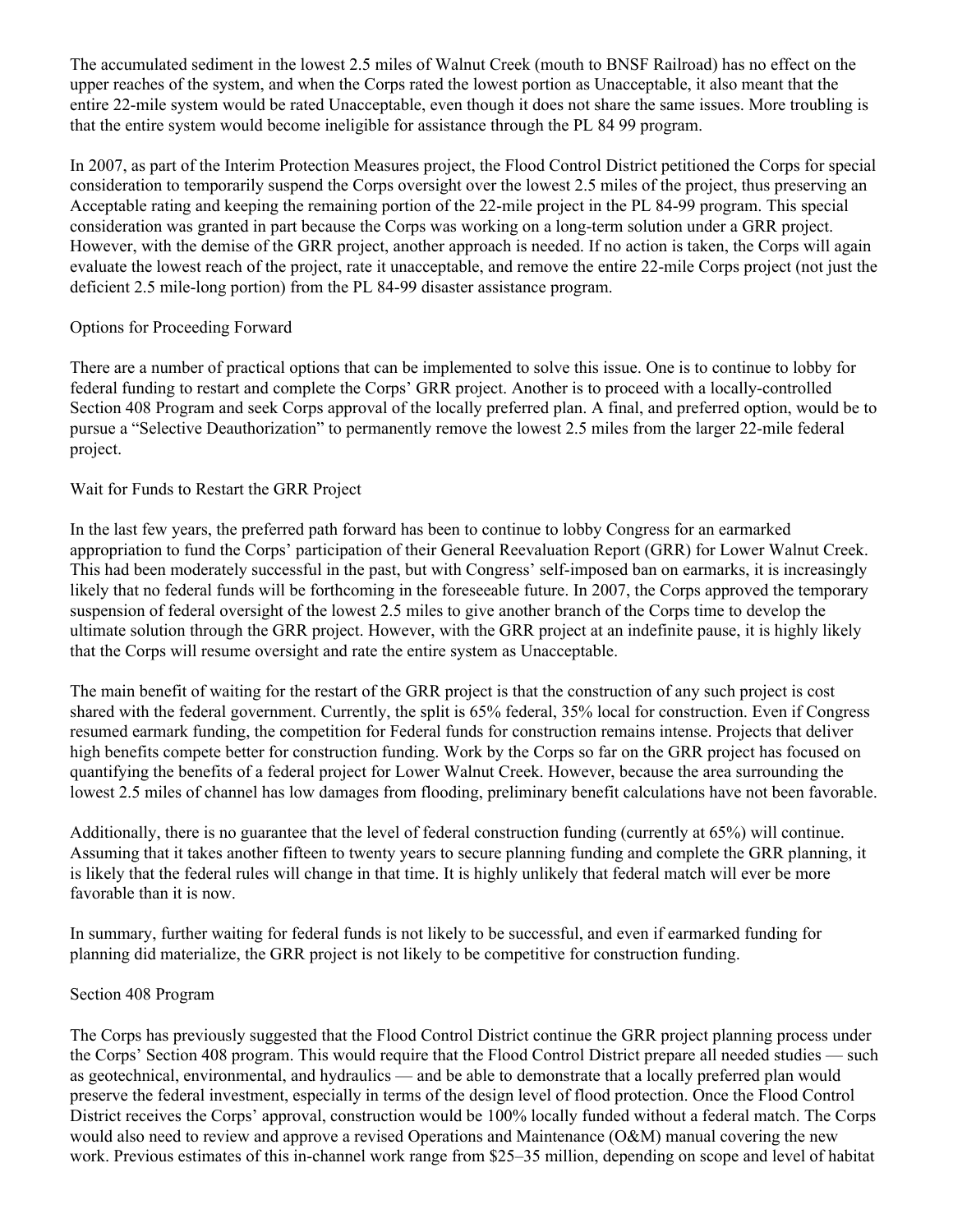The accumulated sediment in the lowest 2.5 miles of Walnut Creek (mouth to BNSF Railroad) has no effect on the upper reaches of the system, and when the Corps rated the lowest portion as Unacceptable, it also meant that the entire 22-mile system would be rated Unacceptable, even though it does not share the same issues. More troubling is that the entire system would become ineligible for assistance through the PL 84 99 program.

In 2007, as part of the Interim Protection Measures project, the Flood Control District petitioned the Corps for special consideration to temporarily suspend the Corps oversight over the lowest 2.5 miles of the project, thus preserving an Acceptable rating and keeping the remaining portion of the 22-mile project in the PL 84-99 program. This special consideration was granted in part because the Corps was working on a long-term solution under a GRR project. However, with the demise of the GRR project, another approach is needed. If no action is taken, the Corps will again evaluate the lowest reach of the project, rate it unacceptable, and remove the entire 22-mile Corps project (not just the deficient 2.5 mile-long portion) from the PL 84-99 disaster assistance program.

## Options for Proceeding Forward

There are a number of practical options that can be implemented to solve this issue. One is to continue to lobby for federal funding to restart and complete the Corps' GRR project. Another is to proceed with a locally-controlled Section 408 Program and seek Corps approval of the locally preferred plan. A final, and preferred option, would be to pursue a "Selective Deauthorization" to permanently remove the lowest 2.5 miles from the larger 22-mile federal project.

### Wait for Funds to Restart the GRR Project

In the last few years, the preferred path forward has been to continue to lobby Congress for an earmarked appropriation to fund the Corps' participation of their General Reevaluation Report (GRR) for Lower Walnut Creek. This had been moderately successful in the past, but with Congress' self-imposed ban on earmarks, it is increasingly likely that no federal funds will be forthcoming in the foreseeable future. In 2007, the Corps approved the temporary suspension of federal oversight of the lowest 2.5 miles to give another branch of the Corps time to develop the ultimate solution through the GRR project. However, with the GRR project at an indefinite pause, it is highly likely that the Corps will resume oversight and rate the entire system as Unacceptable.

The main benefit of waiting for the restart of the GRR project is that the construction of any such project is cost shared with the federal government. Currently, the split is 65% federal, 35% local for construction. Even if Congress resumed earmark funding, the competition for Federal funds for construction remains intense. Projects that deliver high benefits compete better for construction funding. Work by the Corps so far on the GRR project has focused on quantifying the benefits of a federal project for Lower Walnut Creek. However, because the area surrounding the lowest 2.5 miles of channel has low damages from flooding, preliminary benefit calculations have not been favorable.

Additionally, there is no guarantee that the level of federal construction funding (currently at 65%) will continue. Assuming that it takes another fifteen to twenty years to secure planning funding and complete the GRR planning, it is likely that the federal rules will change in that time. It is highly unlikely that federal match will ever be more favorable than it is now.

In summary, further waiting for federal funds is not likely to be successful, and even if earmarked funding for planning did materialize, the GRR project is not likely to be competitive for construction funding.

### Section 408 Program

The Corps has previously suggested that the Flood Control District continue the GRR project planning process under the Corps' Section 408 program. This would require that the Flood Control District prepare all needed studies — such as geotechnical, environmental, and hydraulics — and be able to demonstrate that a locally preferred plan would preserve the federal investment, especially in terms of the design level of flood protection. Once the Flood Control District receives the Corps' approval, construction would be 100% locally funded without a federal match. The Corps would also need to review and approve a revised Operations and Maintenance (O&M) manual covering the new work. Previous estimates of this in-channel work range from $25–35 million, depending on scope and level of habitat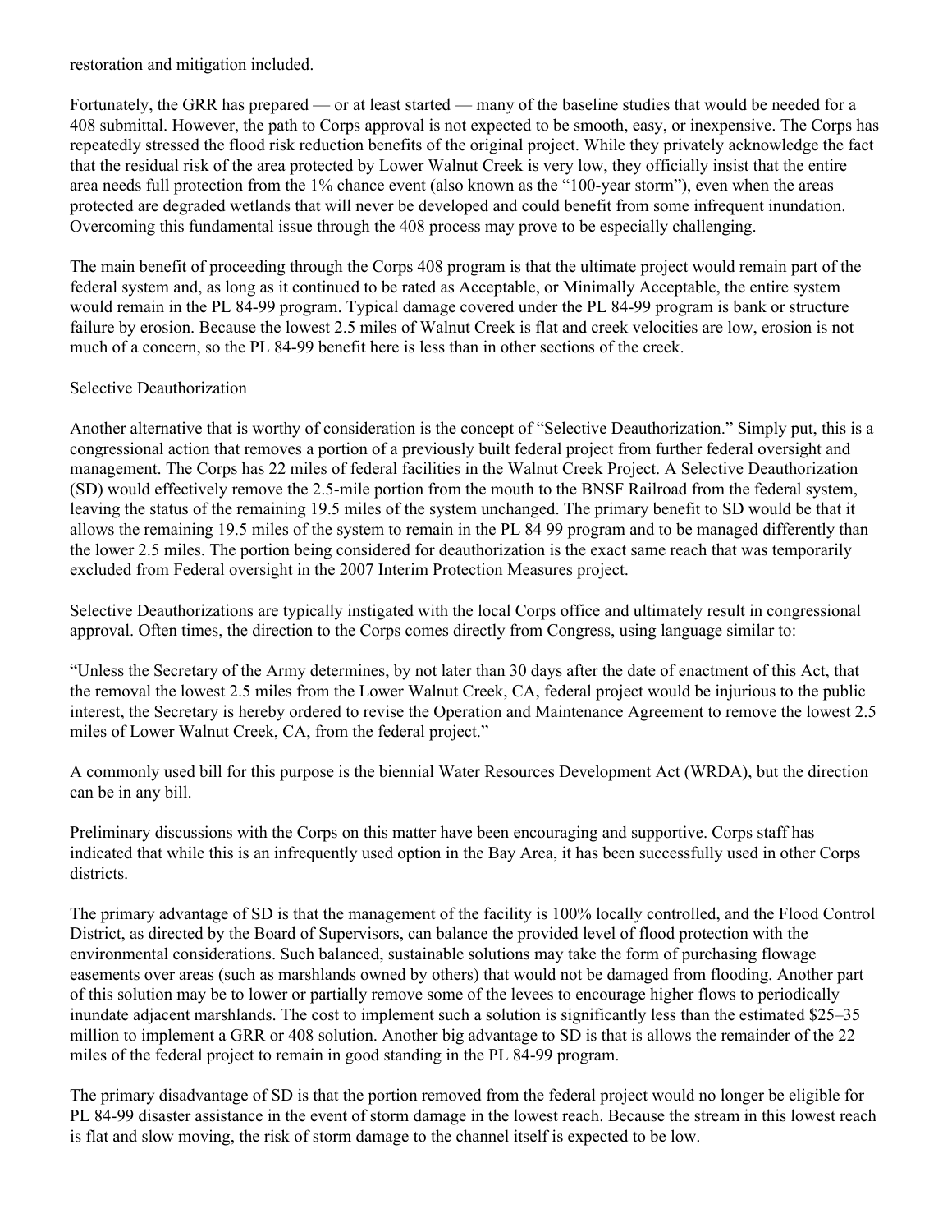restoration and mitigation included.

Fortunately, the GRR has prepared — or at least started — many of the baseline studies that would be needed for a 408 submittal. However, the path to Corps approval is not expected to be smooth, easy, or inexpensive. The Corps has repeatedly stressed the flood risk reduction benefits of the original project. While they privately acknowledge the fact that the residual risk of the area protected by Lower Walnut Creek is very low, they officially insist that the entire area needs full protection from the 1% chance event (also known as the "100-year storm"), even when the areas protected are degraded wetlands that will never be developed and could benefit from some infrequent inundation. Overcoming this fundamental issue through the 408 process may prove to be especially challenging.

The main benefit of proceeding through the Corps 408 program is that the ultimate project would remain part of the federal system and, as long as it continued to be rated as Acceptable, or Minimally Acceptable, the entire system would remain in the PL 84-99 program. Typical damage covered under the PL 84-99 program is bank or structure failure by erosion. Because the lowest 2.5 miles of Walnut Creek is flat and creek velocities are low, erosion is not much of a concern, so the PL 84-99 benefit here is less than in other sections of the creek.

Selective Deauthorization

Another alternative that is worthy of consideration is the concept of "Selective Deauthorization." Simply put, this is a congressional action that removes a portion of a previously built federal project from further federal oversight and management. The Corps has 22 miles of federal facilities in the Walnut Creek Project. A Selective Deauthorization (SD) would effectively remove the 2.5-mile portion from the mouth to the BNSF Railroad from the federal system, leaving the status of the remaining 19.5 miles of the system unchanged. The primary benefit to SD would be that it allows the remaining 19.5 miles of the system to remain in the PL 84 99 program and to be managed differently than the lower 2.5 miles. The portion being considered for deauthorization is the exact same reach that was temporarily excluded from Federal oversight in the 2007 Interim Protection Measures project.

Selective Deauthorizations are typically instigated with the local Corps office and ultimately result in congressional approval. Often times, the direction to the Corps comes directly from Congress, using language similar to:

"Unless the Secretary of the Army determines, by not later than 30 days after the date of enactment of this Act, that the removal the lowest 2.5 miles from the Lower Walnut Creek, CA, federal project would be injurious to the public interest, the Secretary is hereby ordered to revise the Operation and Maintenance Agreement to remove the lowest 2.5 miles of Lower Walnut Creek, CA, from the federal project."

A commonly used bill for this purpose is the biennial Water Resources Development Act (WRDA), but the direction can be in any bill.

Preliminary discussions with the Corps on this matter have been encouraging and supportive. Corps staff has indicated that while this is an infrequently used option in the Bay Area, it has been successfully used in other Corps districts.

The primary advantage of SD is that the management of the facility is 100% locally controlled, and the Flood Control District, as directed by the Board of Supervisors, can balance the provided level of flood protection with the environmental considerations. Such balanced, sustainable solutions may take the form of purchasing flowage easements over areas (such as marshlands owned by others) that would not be damaged from flooding. Another part of this solution may be to lower or partially remove some of the levees to encourage higher flows to periodically inundate adjacent marshlands. The cost to implement such a solution is significantly less than the estimated $25–35 million to implement a GRR or 408 solution. Another big advantage to SD is that is allows the remainder of the 22 miles of the federal project to remain in good standing in the PL 84-99 program.

The primary disadvantage of SD is that the portion removed from the federal project would no longer be eligible for PL 84-99 disaster assistance in the event of storm damage in the lowest reach. Because the stream in this lowest reach is flat and slow moving, the risk of storm damage to the channel itself is expected to be low.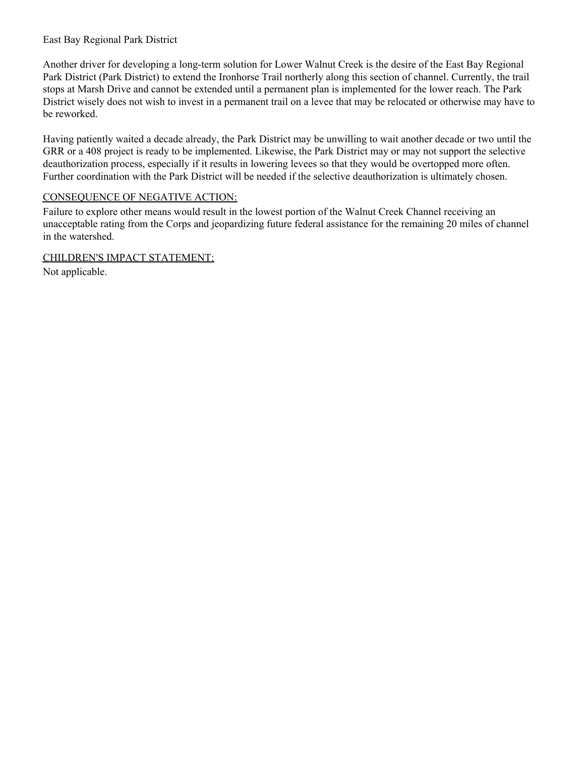East Bay Regional Park District

Another driver for developing a long-term solution for Lower Walnut Creek is the desire of the East Bay Regional Park District (Park District) to extend the Ironhorse Trail northerly along this section of channel. Currently, the trail stops at Marsh Drive and cannot be extended until a permanent plan is implemented for the lower reach. The Park District wisely does not wish to invest in a permanent trail on a levee that may be relocated or otherwise may have to be reworked.

Having patiently waited a decade already, the Park District may be unwilling to wait another decade or two until the GRR or a 408 project is ready to be implemented. Likewise, the Park District may or may not support the selective deauthorization process, especially if it results in lowering levees so that they would be overtopped more often. Further coordination with the Park District will be needed if the selective deauthorization is ultimately chosen.

## CONSEQUENCE OF NEGATIVE ACTION:

Failure to explore other means would result in the lowest portion of the Walnut Creek Channel receiving an unacceptable rating from the Corps and jeopardizing future federal assistance for the remaining 20 miles of channel in the watershed.

## CHILDREN'S IMPACT STATEMENT:

Not applicable.